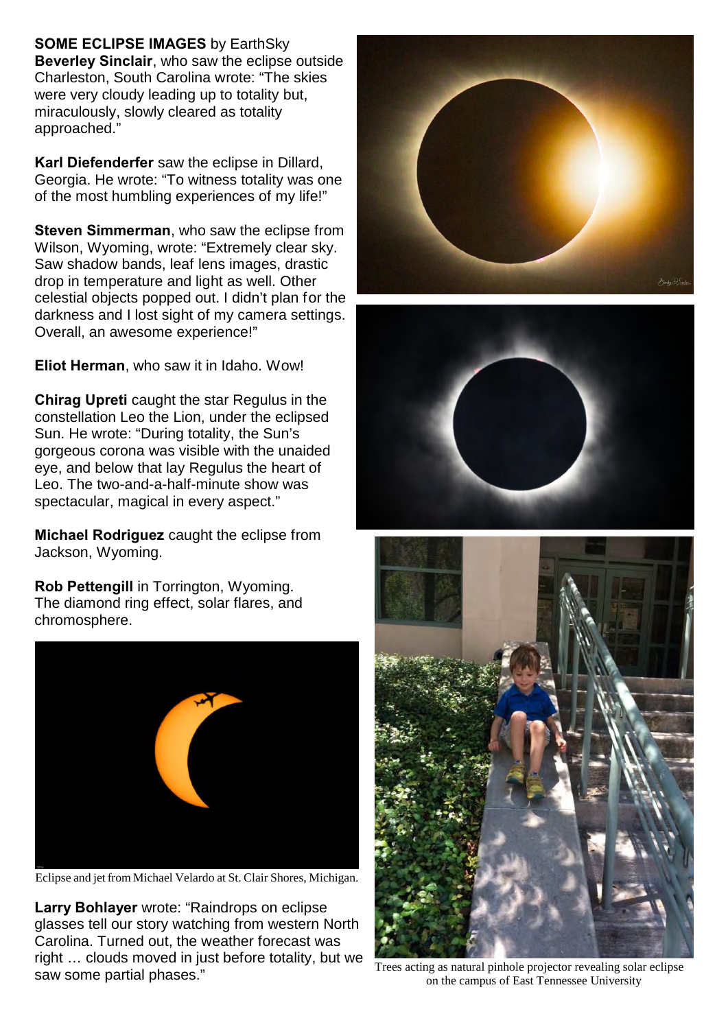**SOME ECLIPSE IMAGES** by EarthSky

**Beverley Sinclair**, who saw the eclipse outside Charleston, South Carolina wrote: "The skies were very cloudy leading up to totality but, miraculously, slowly cleared as totality approached."

**Karl Diefenderfer** saw the eclipse in Dillard, Georgia. He wrote: "To witness totality was one of the most humbling experiences of my life!"

**Steven Simmerman**, who saw the eclipse from Wilson, Wyoming, wrote: "Extremely clear sky. Saw shadow bands, leaf lens images, drastic drop in temperature and light as well. Other celestial objects popped out. I didn't plan for the darkness and I lost sight of my camera settings. Overall, an awesome experience!"

**Eliot Herman**, who saw it in Idaho. Wow!

**Chirag Upreti** caught the star Regulus in the constellation Leo the Lion, under the eclipsed Sun. He wrote: "During totality, the Sun's gorgeous corona was visible with the unaided eye, and below that lay Regulus the heart of Leo. The two-and-a-half-minute show was spectacular, magical in every aspect."

**Michael Rodriguez** caught the eclipse from Jackson, Wyoming.

**Rob Pettengill** in Torrington, Wyoming. The diamond ring effect, solar flares, and chromosphere.

Eclipse and jet from Michael Velardo at St. Clair Shores, Michigan.

**Larry Bohlayer** wrote: "Raindrops on eclipse glasses tell our story watching from western North Carolina. Turned out, the weather forecast was right … clouds moved in just before totality, but we saw some partial phases."

Trees acting as natural pinhole projector revealing solar eclipse on the campus of East Tennessee University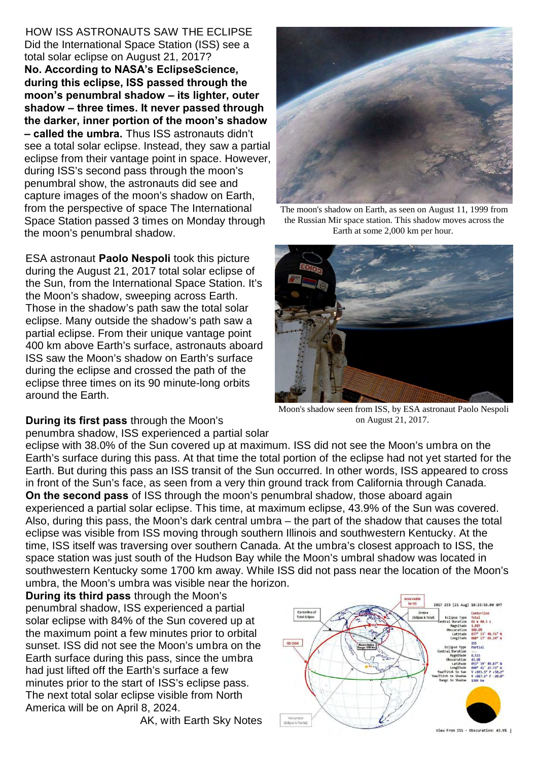HOW ISS ASTRONAUTS SAW THE ECLIPSE

Did the International Space Station (ISS) see a total solar eclipse on August 21, 2017?

**No. According to NASA's EclipseScience, during this eclipse, ISS passed through the moon's penumbral shadow – its lighter, outer shadow – three times. It never passed through the darker, inner portion of the moon's shadow – called the umbra.** Thus ISS astronauts didn't see a total solar eclipse. Instead, they saw a partial eclipse from their vantage point in space. However, during ISS's second pass through the moon's penumbral show, the astronauts did see and capture images of the moon's shadow on Earth, from the perspective of space The International Space Station passed 3 times on Monday through the moon's penumbral shadow.

The moon's shadow on Earth, as seen on August 11, 1999 from the Russian Mir space station. This shadow moves across the Earth at some 2,000 km per hour.

ESA astronaut **Paolo Nespoli** took this picture during the August 21, 2017 total solar eclipse of the Sun, from the International Space Station. It's the Moon's shadow, sweeping across Earth. Those in the shadow's path saw the total solar eclipse. Many outside the shadow's path saw a partial eclipse. From their unique vantage point 400 km above Earth's surface, astronauts aboard ISS saw the Moon's shadow on Earth's surface during the eclipse and crossed the path of the eclipse three times on its 90 minute-long orbits around the Earth.

Moon's shadow seen from ISS, by ESA astronaut Paolo Nespoli on August 21, 2017.

**During its first pass** through the Moon's penumbra shadow, ISS experienced a partial solar eclipse with 38.0% of the Sun covered up at maximum. ISS did not see the Moon's umbra on the Earth's surface during this pass. At that time the total portion of the eclipse had not yet started for the Earth. But during this pass an ISS transit of the Sun occurred. In other words, ISS appeared to cross in front of the Sun's face, as seen from a very thin ground track from California through Canada.

**On the second pass** of ISS through the moon's penumbral shadow, those aboard again experienced a partial solar eclipse. This time, at maximum eclipse, 43.9% of the Sun was covered. Also, during this pass, the Moon's dark central umbra – the part of the shadow that causes the total eclipse was visible from ISS moving through southern Illinois and southwestern Kentucky. At the time, ISS itself was traversing over southern Canada. At the umbra's closest approach to ISS, the space station was just south of the Hudson Bay while the Moon's umbral shadow was located in southwestern Kentucky some 1700 km away. While ISS did not pass near the location of the Moon's umbra, the Moon's umbra was visible near the horizon.

**During its third pass** through the Moon's penumbral shadow, ISS experienced a partial solar eclipse with 84% of the Sun covered up at the maximum point a few minutes prior to orbital sunset. ISS did not see the Moon's umbra on the Earth surface during this pass, since the umbra had just lifted off the Earth's surface a few minutes prior to the start of ISS's eclipse pass. The next total solar eclipse visible from North America will be on April 8, 2024.

AK, with Earth Sky Notes

Area visible by ISS

2017 233 (21 Aug) 18:23:56.00 GMT

Centerline of Total Eclipse

Umbra (Eclipse is Total)

ISS Orbit

Moon's Umbra Range: 1709 Km

Penumbra (Eclipse is Partial)

Centerline
Eclipse Type Total
Central Duration 02 m 40.3 s
Magnitude 1.015
Obscuration 100.0%
Latitude 037° 13' 48.76" N
Longitude 088° 17' 09.24" W

ISS
Eclipse Type Partial
Central Duration ---
Magnitude 0.533
Obscuration 43.9%
Latitude 051° 19' 49.87" N
Longitude 090° 41' 27.73" W
Yaw/Pitch to Sun Y +101.5° P +50.2°
Yaw/Pitch to Shadow Y +067.1° P -20.8°
Range to Shadow 1709 km

View From ISS - Obscuration: 43.9%